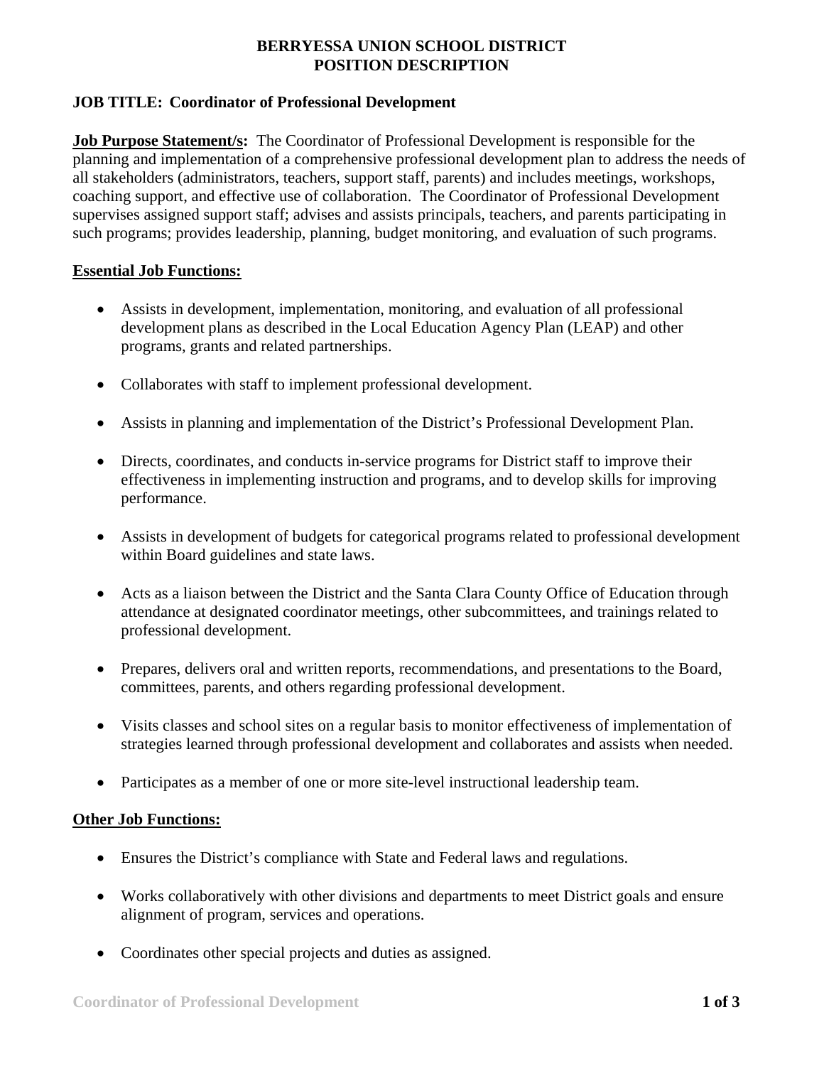# BERRYESSA UNION SCHOOL DISTRICT
# POSITION DESCRIPTION

**JOB TITLE: Coordinator of Professional Development**

**Job Purpose Statement/s:** The Coordinator of Professional Development is responsible for the planning and implementation of a comprehensive professional development plan to address the needs of all stakeholders (administrators, teachers, support staff, parents) and includes meetings, workshops, coaching support, and effective use of collaboration. The Coordinator of Professional Development supervises assigned support staff; advises and assists principals, teachers, and parents participating in such programs; provides leadership, planning, budget monitoring, and evaluation of such programs.

## Essential Job Functions:

- Assists in development, implementation, monitoring, and evaluation of all professional development plans as described in the Local Education Agency Plan (LEAP) and other programs, grants and related partnerships.
- Collaborates with staff to implement professional development.
- Assists in planning and implementation of the District's Professional Development Plan.
- Directs, coordinates, and conducts in-service programs for District staff to improve their effectiveness in implementing instruction and programs, and to develop skills for improving performance.
- Assists in development of budgets for categorical programs related to professional development within Board guidelines and state laws.
- Acts as a liaison between the District and the Santa Clara County Office of Education through attendance at designated coordinator meetings, other subcommittees, and trainings related to professional development.
- Prepares, delivers oral and written reports, recommendations, and presentations to the Board, committees, parents, and others regarding professional development.
- Visits classes and school sites on a regular basis to monitor effectiveness of implementation of strategies learned through professional development and collaborates and assists when needed.
- Participates as a member of one or more site-level instructional leadership team.

## Other Job Functions:

- Ensures the District's compliance with State and Federal laws and regulations.
- Works collaboratively with other divisions and departments to meet District goals and ensure alignment of program, services and operations.
- Coordinates other special projects and duties as assigned.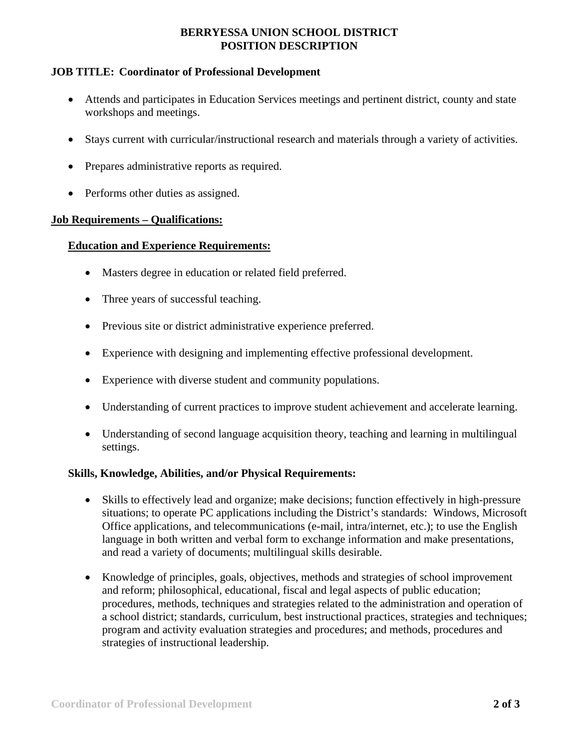**BERRYESSA UNION SCHOOL DISTRICT**
**POSITION DESCRIPTION**

**JOB TITLE: Coordinator of Professional Development**

- Attends and participates in Education Services meetings and pertinent district, county and state workshops and meetings.
- Stays current with curricular/instructional research and materials through a variety of activities.
- Prepares administrative reports as required.
- Performs other duties as assigned.

## Job Requirements – Qualifications:

### Education and Experience Requirements:

- Masters degree in education or related field preferred.
- Three years of successful teaching.
- Previous site or district administrative experience preferred.
- Experience with designing and implementing effective professional development.
- Experience with diverse student and community populations.
- Understanding of current practices to improve student achievement and accelerate learning.
- Understanding of second language acquisition theory, teaching and learning in multilingual settings.

### Skills, Knowledge, Abilities, and/or Physical Requirements:

- Skills to effectively lead and organize; make decisions; function effectively in high-pressure situations; to operate PC applications including the District's standards: Windows, Microsoft Office applications, and telecommunications (e-mail, intra/internet, etc.); to use the English language in both written and verbal form to exchange information and make presentations, and read a variety of documents; multilingual skills desirable.
- Knowledge of principles, goals, objectives, methods and strategies of school improvement and reform; philosophical, educational, fiscal and legal aspects of public education; procedures, methods, techniques and strategies related to the administration and operation of a school district; standards, curriculum, best instructional practices, strategies and techniques; program and activity evaluation strategies and procedures; and methods, procedures and strategies of instructional leadership.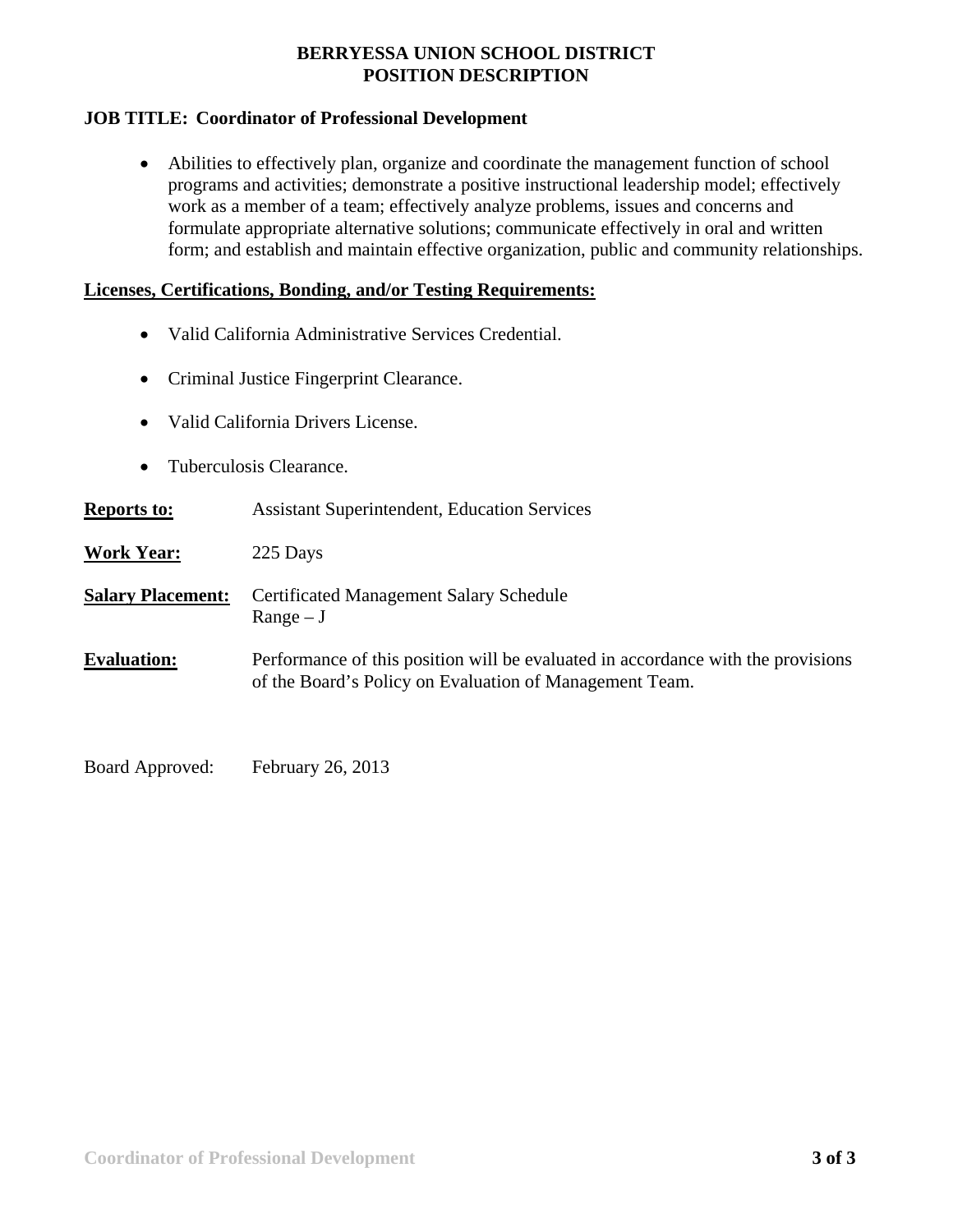**BERRYESSA UNION SCHOOL DISTRICT**
**POSITION DESCRIPTION**

**JOB TITLE: Coordinator of Professional Development**

- Abilities to effectively plan, organize and coordinate the management function of school programs and activities; demonstrate a positive instructional leadership model; effectively work as a member of a team; effectively analyze problems, issues and concerns and formulate appropriate alternative solutions; communicate effectively in oral and written form; and establish and maintain effective organization, public and community relationships.

**Licenses, Certifications, Bonding, and/or Testing Requirements:**

- Valid California Administrative Services Credential.
- Criminal Justice Fingerprint Clearance.
- Valid California Drivers License.
- Tuberculosis Clearance.

**Reports to:** Assistant Superintendent, Education Services

**Work Year:** 225 Days

**Salary Placement:** Certificated Management Salary Schedule
Range – J

**Evaluation:** Performance of this position will be evaluated in accordance with the provisions of the Board's Policy on Evaluation of Management Team.

Board Approved: February 26, 2013